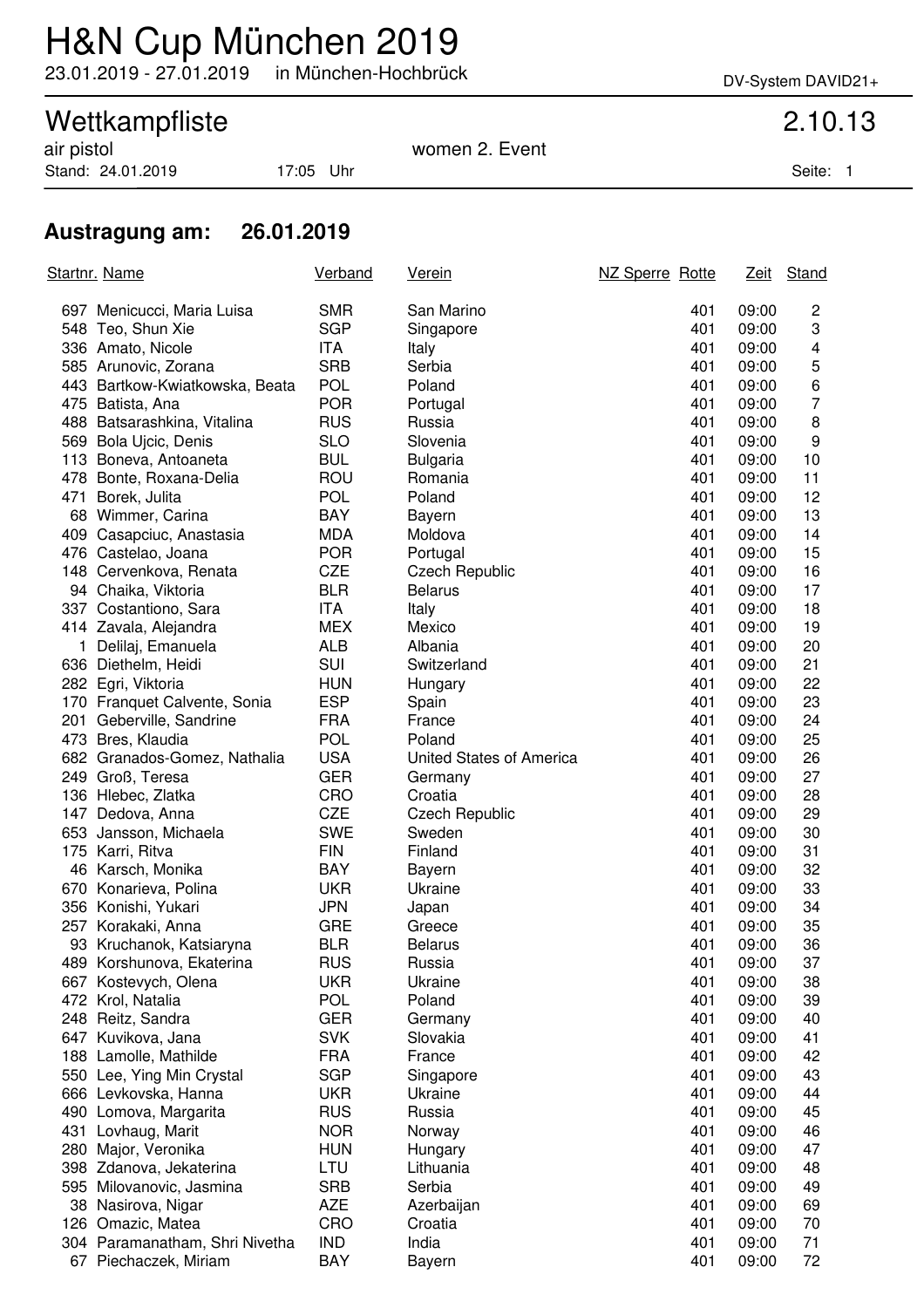# H&N Cup München 2019

23.01.2019 - 27.01.2019 in München-Hochbrück

DV-System DAVID21+

## Wettkampfliste 2.10.13

air pistol — women 2. Event

Stand: 24.01.2019 17:05 Uhr

### Austragung am: 26.01.2019

| Startnr. | Name | Verband | Verein | NZ Sperre | Rotte | Zeit | Stand |
|---|---|---|---|---|---|---|---|
| 697 | Menicucci, Maria Luisa | SMR | San Marino | | 401 | 09:00 | 2 |
| 548 | Teo, Shun Xie | SGP | Singapore | | 401 | 09:00 | 3 |
| 336 | Amato, Nicole | ITA | Italy | | 401 | 09:00 | 4 |
| 585 | Arunovic, Zorana | SRB | Serbia | | 401 | 09:00 | 5 |
| 443 | Bartkow-Kwiatkowska, Beata | POL | Poland | | 401 | 09:00 | 6 |
| 475 | Batista, Ana | POR | Portugal | | 401 | 09:00 | 7 |
| 488 | Batsarashkina, Vitalina | RUS | Russia | | 401 | 09:00 | 8 |
| 569 | Bola Ujcic, Denis | SLO | Slovenia | | 401 | 09:00 | 9 |
| 113 | Boneva, Antoaneta | BUL | Bulgaria | | 401 | 09:00 | 10 |
| 478 | Bonte, Roxana-Delia | ROU | Romania | | 401 | 09:00 | 11 |
| 471 | Borek, Julita | POL | Poland | | 401 | 09:00 | 12 |
| 68 | Wimmer, Carina | BAY | Bayern | | 401 | 09:00 | 13 |
| 409 | Casapciuc, Anastasia | MDA | Moldova | | 401 | 09:00 | 14 |
| 476 | Castelao, Joana | POR | Portugal | | 401 | 09:00 | 15 |
| 148 | Cervenkova, Renata | CZE | Czech Republic | | 401 | 09:00 | 16 |
| 94 | Chaika, Viktoria | BLR | Belarus | | 401 | 09:00 | 17 |
| 337 | Costantiono, Sara | ITA | Italy | | 401 | 09:00 | 18 |
| 414 | Zavala, Alejandra | MEX | Mexico | | 401 | 09:00 | 19 |
| 1 | Delilaj, Emanuela | ALB | Albania | | 401 | 09:00 | 20 |
| 636 | Diethelm, Heidi | SUI | Switzerland | | 401 | 09:00 | 21 |
| 282 | Egri, Viktoria | HUN | Hungary | | 401 | 09:00 | 22 |
| 170 | Franquet Calvente, Sonia | ESP | Spain | | 401 | 09:00 | 23 |
| 201 | Geberville, Sandrine | FRA | France | | 401 | 09:00 | 24 |
| 473 | Bres, Klaudia | POL | Poland | | 401 | 09:00 | 25 |
| 682 | Granados-Gomez, Nathalia | USA | United States of America | | 401 | 09:00 | 26 |
| 249 | Groß, Teresa | GER | Germany | | 401 | 09:00 | 27 |
| 136 | Hlebec, Zlatka | CRO | Croatia | | 401 | 09:00 | 28 |
| 147 | Dedova, Anna | CZE | Czech Republic | | 401 | 09:00 | 29 |
| 653 | Jansson, Michaela | SWE | Sweden | | 401 | 09:00 | 30 |
| 175 | Karri, Ritva | FIN | Finland | | 401 | 09:00 | 31 |
| 46 | Karsch, Monika | BAY | Bayern | | 401 | 09:00 | 32 |
| 670 | Konarieva, Polina | UKR | Ukraine | | 401 | 09:00 | 33 |
| 356 | Konishi, Yukari | JPN | Japan | | 401 | 09:00 | 34 |
| 257 | Korakaki, Anna | GRE | Greece | | 401 | 09:00 | 35 |
| 93 | Kruchanok, Katsiaryna | BLR | Belarus | | 401 | 09:00 | 36 |
| 489 | Korshunova, Ekaterina | RUS | Russia | | 401 | 09:00 | 37 |
| 667 | Kostevych, Olena | UKR | Ukraine | | 401 | 09:00 | 38 |
| 472 | Krol, Natalia | POL | Poland | | 401 | 09:00 | 39 |
| 248 | Reitz, Sandra | GER | Germany | | 401 | 09:00 | 40 |
| 647 | Kuvikova, Jana | SVK | Slovakia | | 401 | 09:00 | 41 |
| 188 | Lamolle, Mathilde | FRA | France | | 401 | 09:00 | 42 |
| 550 | Lee, Ying Min Crystal | SGP | Singapore | | 401 | 09:00 | 43 |
| 666 | Levkovska, Hanna | UKR | Ukraine | | 401 | 09:00 | 44 |
| 490 | Lomova, Margarita | RUS | Russia | | 401 | 09:00 | 45 |
| 431 | Lovhaug, Marit | NOR | Norway | | 401 | 09:00 | 46 |
| 280 | Major, Veronika | HUN | Hungary | | 401 | 09:00 | 47 |
| 398 | Zdanova, Jekaterina | LTU | Lithuania | | 401 | 09:00 | 48 |
| 595 | Milovanovic, Jasmina | SRB | Serbia | | 401 | 09:00 | 49 |
| 38 | Nasirova, Nigar | AZE | Azerbaijan | | 401 | 09:00 | 69 |
| 126 | Omazic, Matea | CRO | Croatia | | 401 | 09:00 | 70 |
| 304 | Paramanatham, Shri Nivetha | IND | India | | 401 | 09:00 | 71 |
| 67 | Piechaczek, Miriam | BAY | Bayern | | 401 | 09:00 | 72 |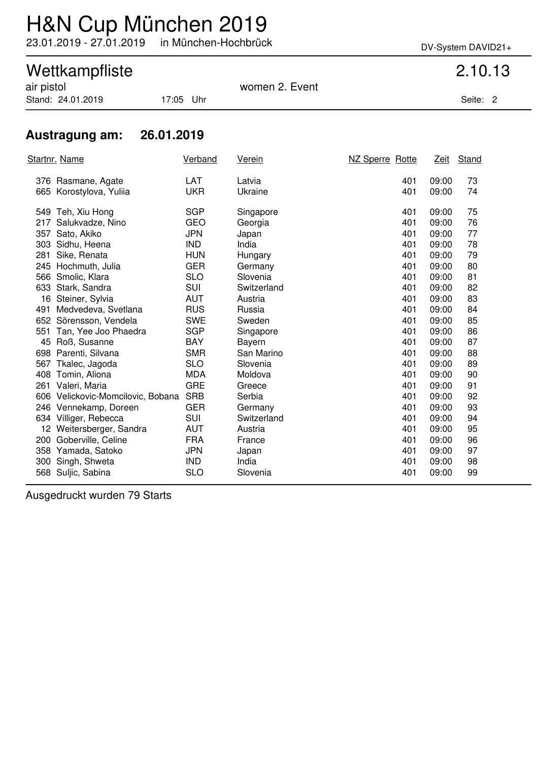# H&N Cup München 2019

23.01.2019 - 27.01.2019 in München-Hochbrück

DV-System DAVID21+

## Wettkampfliste

2.10.13

air pistol women 2. Event

Stand: 24.01.2019 17:05 Uhr

### Austragung am: 26.01.2019

| Startnr. | Name | Verband | Verein | NZ Sperre | Rotte | Zeit | Stand |
|---|---|---|---|---|---|---|---|
| 376 | Rasmane, Agate | LAT | Latvia | | 401 | 09:00 | 73 |
| 665 | Korostylova, Yuliia | UKR | Ukraine | | 401 | 09:00 | 74 |
| 549 | Teh, Xiu Hong | SGP | Singapore | | 401 | 09:00 | 75 |
| 217 | Salukvadze, Nino | GEO | Georgia | | 401 | 09:00 | 76 |
| 357 | Sato, Akiko | JPN | Japan | | 401 | 09:00 | 77 |
| 303 | Sidhu, Heena | IND | India | | 401 | 09:00 | 78 |
| 281 | Sike, Renata | HUN | Hungary | | 401 | 09:00 | 79 |
| 245 | Hochmuth, Julia | GER | Germany | | 401 | 09:00 | 80 |
| 566 | Smolic, Klara | SLO | Slovenia | | 401 | 09:00 | 81 |
| 633 | Stark, Sandra | SUI | Switzerland | | 401 | 09:00 | 82 |
| 16 | Steiner, Sylvia | AUT | Austria | | 401 | 09:00 | 83 |
| 491 | Medvedeva, Svetlana | RUS | Russia | | 401 | 09:00 | 84 |
| 652 | Sörensson, Vendela | SWE | Sweden | | 401 | 09:00 | 85 |
| 551 | Tan, Yee Joo Phaedra | SGP | Singapore | | 401 | 09:00 | 86 |
| 45 | Roß, Susanne | BAY | Bayern | | 401 | 09:00 | 87 |
| 698 | Parenti, Silvana | SMR | San Marino | | 401 | 09:00 | 88 |
| 567 | Tkalec, Jagoda | SLO | Slovenia | | 401 | 09:00 | 89 |
| 408 | Tomin, Aliona | MDA | Moldova | | 401 | 09:00 | 90 |
| 261 | Valeri, Maria | GRE | Greece | | 401 | 09:00 | 91 |
| 606 | Velickovic-Momcilovic, Bobana | SRB | Serbia | | 401 | 09:00 | 92 |
| 246 | Vennekamp, Doreen | GER | Germany | | 401 | 09:00 | 93 |
| 634 | Villiger, Rebecca | SUI | Switzerland | | 401 | 09:00 | 94 |
| 12 | Weitersberger, Sandra | AUT | Austria | | 401 | 09:00 | 95 |
| 200 | Goberville, Celine | FRA | France | | 401 | 09:00 | 96 |
| 358 | Yamada, Satoko | JPN | Japan | | 401 | 09:00 | 97 |
| 300 | Singh, Shweta | IND | India | | 401 | 09:00 | 98 |
| 568 | Suljic, Sabina | SLO | Slovenia | | 401 | 09:00 | 99 |

Ausgedruckt wurden 79 Starts